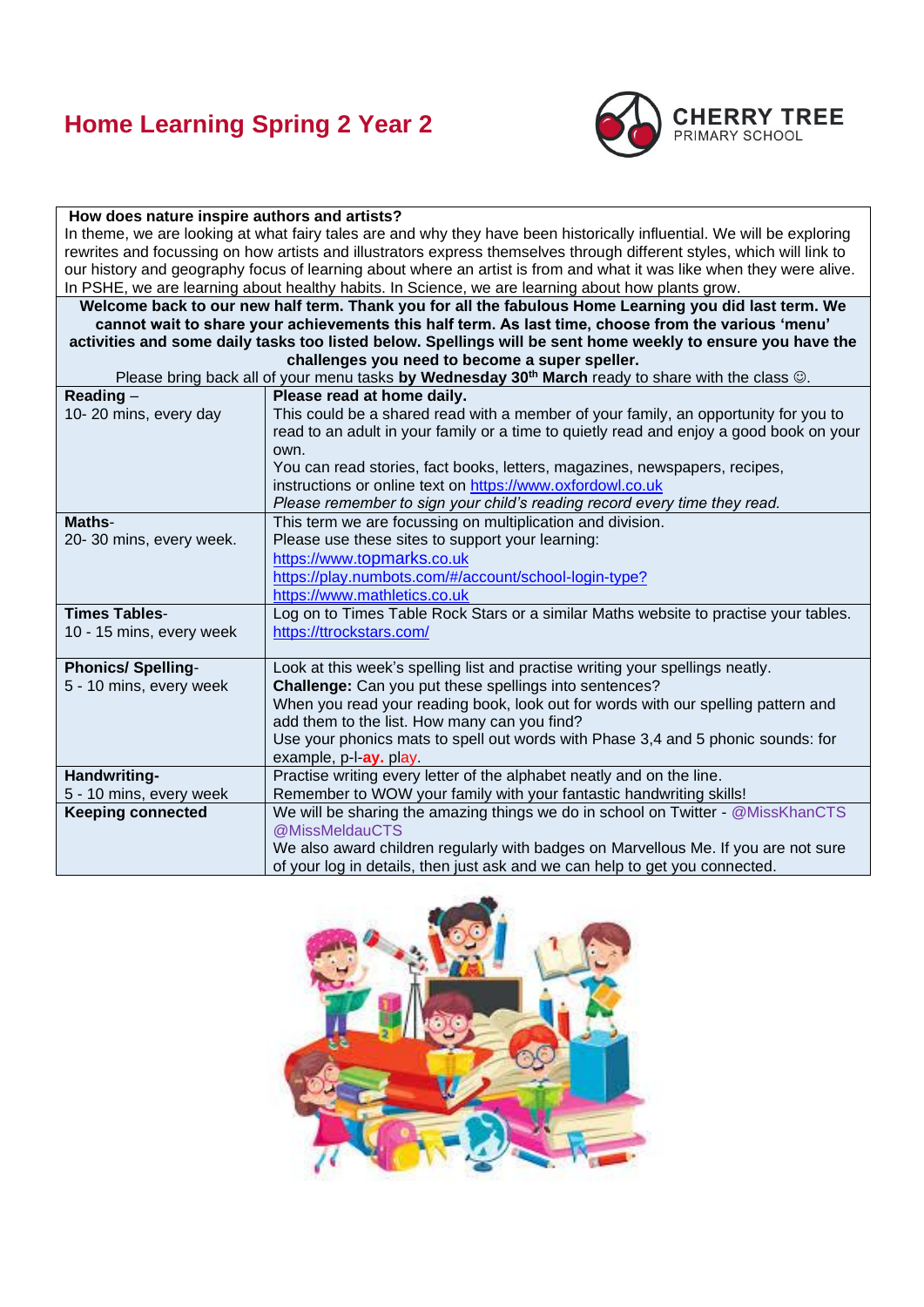# Home Learning Spring 2 Year 2

CHERRY TREE PRIMARY SCHOOL

| **How does nature inspire authors and artists?** In theme, we are looking at what fairy tales are and why they have been historically influential. We will be exploring rewrites and focussing on how artists and illustrators express themselves through different styles, which will link to our history and geography focus of learning about where an artist is from and what it was like when they were alive. In PSHE, we are learning about healthy habits. In Science, we are learning about how plants grow. | |
|---|---|
| **Welcome back to our new half term. Thank you for all the fabulous Home Learning you did last term. We cannot wait to share your achievements this half term. As last time, choose from the various 'menu' activities and some daily tasks too listed below. Spellings will be sent home weekly to ensure you have the challenges you need to become a super speller.** Please bring back all of your menu tasks **by Wednesday 30th March** ready to share with the class ☺. | |
| **Reading** – 10- 20 mins, every day | **Please read at home daily.** This could be a shared read with a member of your family, an opportunity for you to read to an adult in your family or a time to quietly read and enjoy a good book on your own. You can read stories, fact books, letters, magazines, newspapers, recipes, instructions or online text on https://www.oxfordowl.co.uk *Please remember to sign your child's reading record every time they read.* |
| **Maths**- 20- 30 mins, every week. | This term we are focussing on multiplication and division. Please use these sites to support your learning: https://www.topmarks.co.uk https://play.numbots.com/#/account/school-login-type? https://www.mathletics.co.uk |
| **Times Tables**- 10 - 15 mins, every week | Log on to Times Table Rock Stars or a similar Maths website to practise your tables. https://ttrockstars.com/ |
| **Phonics/ Spelling**- 5 - 10 mins, every week | Look at this week's spelling list and practise writing your spellings neatly. **Challenge:** Can you put these spellings into sentences? When you read your reading book, look out for words with our spelling pattern and add them to the list. How many can you find? Use your phonics mats to spell out words with Phase 3,4 and 5 phonic sounds: for example, p-l-**ay.** play. |
| **Handwriting**- 5 - 10 mins, every week | Practise writing every letter of the alphabet neatly and on the line. Remember to WOW your family with your fantastic handwriting skills! |
| **Keeping connected** | We will be sharing the amazing things we do in school on Twitter - @MissKhanCTS @MissMeldauCTS We also award children regularly with badges on Marvellous Me. If you are not sure of your log in details, then just ask and we can help to get you connected. |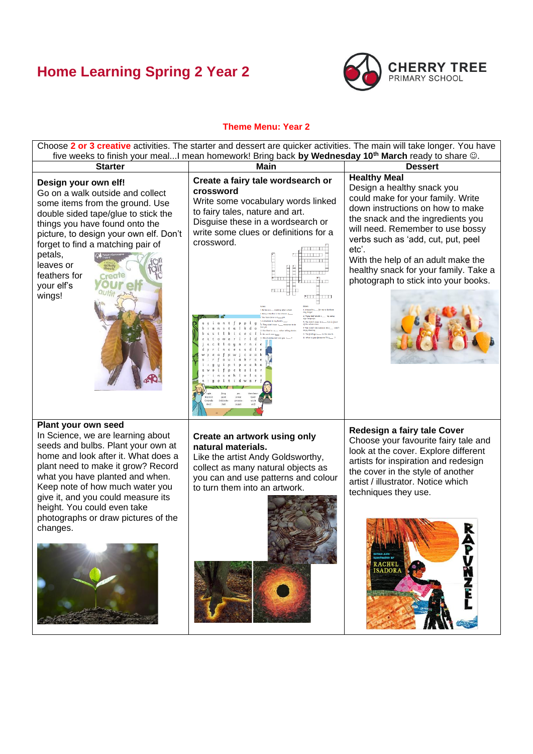# Home Learning Spring 2 Year 2

CHERRY TREE
PRIMARY SCHOOL

**Theme Menu: Year 2**

Choose **2 or 3 creative** activities. The starter and dessert are quicker activities. The main will take longer. You have five weeks to finish your meal...I mean homework! Bring back **by Wednesday 10th March** ready to share ☺.

| Starter | Main | Dessert |
|---|---|---|
| **Design your own elf!** Go on a walk outside and collect some items from the ground. Use double sided tape/glue to stick the things you have found onto the picture, to design your own elf. Don't forget to find a matching pair of petals, leaves or feathers for your elf's wings! | **Create a fairy tale wordsearch or crossword** Write some vocabulary words linked to fairy tales, nature and art. Disguise these in a wordsearch or write some clues or definitions for a crossword. | **Healthy Meal** Design a healthy snack you could make for your family. Write down instructions on how to make the snack and the ingredients you will need. Remember to use bossy verbs such as 'add, cut, put, peel etc'. With the help of an adult make the healthy snack for your family. Take a photograph to stick into your books. |
| **Plant your own seed** In Science, we are learning about seeds and bulbs. Plant your own at home and look after it. What does a plant need to make it grow? Record what you have planted and when. Keep note of how much water you give it, and you could measure its height. You could even take photographs or draw pictures of the changes. | **Create an artwork using only natural materials.** Like the artist Andy Goldsworthy, collect as many natural objects as you can and use patterns and colour to turn them into an artwork. | **Redesign a fairy tale Cover** Choose your favourite fairy tale and look at the cover. Explore different artists for inspiration and redesign the cover in the style of another artist / illustrator. Notice which techniques they use. |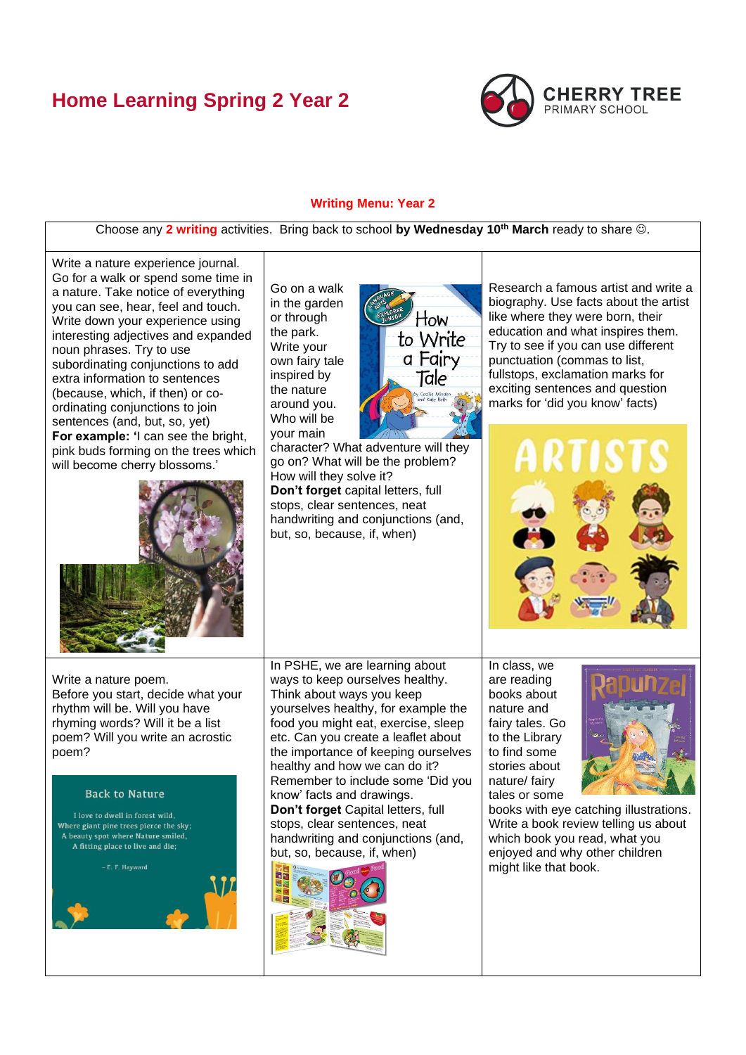# Home Learning Spring 2 Year 2

CHERRY TREE PRIMARY SCHOOL

## Writing Menu: Year 2

Choose any **2 writing** activities. Bring back to school **by Wednesday 10th March** ready to share ☺.

| | | |
|---|---|---|
| Write a nature experience journal. Go for a walk or spend some time in a nature. Take notice of everything you can see, hear, feel and touch. Write down your experience using interesting adjectives and expanded noun phrases. Try to use subordinating conjunctions to add extra information to sentences (because, which, if then) or co-ordinating conjunctions to join sentences (and, but, so, yet) **For example: '**I can see the bright, pink buds forming on the trees which will become cherry blossoms.' | Go on a walk in the garden or through the park. Write your own fairy tale inspired by the nature around you. Who will be your main character? What adventure will they go on? What will be the problem? How will they solve it? **Don't forget** capital letters, full stops, clear sentences, neat handwriting and conjunctions (and, but, so, because, if, when) | Research a famous artist and write a biography. Use facts about the artist like where they were born, their education and what inspires them. Try to see if you can use different punctuation (commas to list, fullstops, exclamation marks for exciting sentences and question marks for 'did you know' facts) |
| Write a nature poem. Before you start, decide what your rhythm will be. Will you have rhyming words? Will it be a list poem? Will you write an acrostic poem? | In PSHE, we are learning about ways to keep ourselves healthy. Think about ways you keep yourselves healthy, for example the food you might eat, exercise, sleep etc. Can you create a leaflet about the importance of keeping ourselves healthy and how we can do it? Remember to include some 'Did you know' facts and drawings. **Don't forget** Capital letters, full stops, clear sentences, neat handwriting and conjunctions (and, but, so, because, if, when) | In class, we are reading books about nature and fairy tales. Go to the Library to find some stories about nature/ fairy tales or some books with eye catching illustrations. Write a book review telling us about which book you read, what you enjoyed and why other children might like that book. |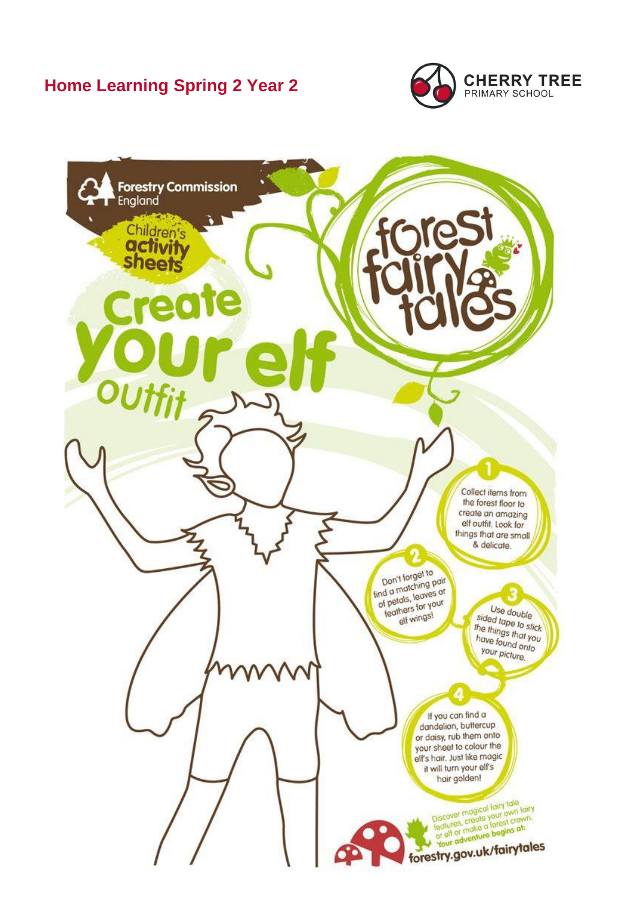# Home Learning Spring 2 Year 2

CHERRY TREE
PRIMARY SCHOOL

Forestry Commission England

Children's activity sheets

## Create your elf outfit

forest fairy tales

1. Collect items from the forest floor to create an amazing elf outfit. Look for things that are small & delicate.
2. Don't forget to find a matching pair of petals, leaves or feathers for your elf wings!
3. Use double sided tape to stick the things that you have found onto your picture.
4. If you can find a dandelion, buttercup or daisy, rub them onto your sheet to colour the elf's hair. Just like magic it will turn your elf's hair golden!

Discover magical fairy tale features, create your own fairy or elf or make a forest crown. **Your adventure begins at:**

**forestry.gov.uk/fairytales**